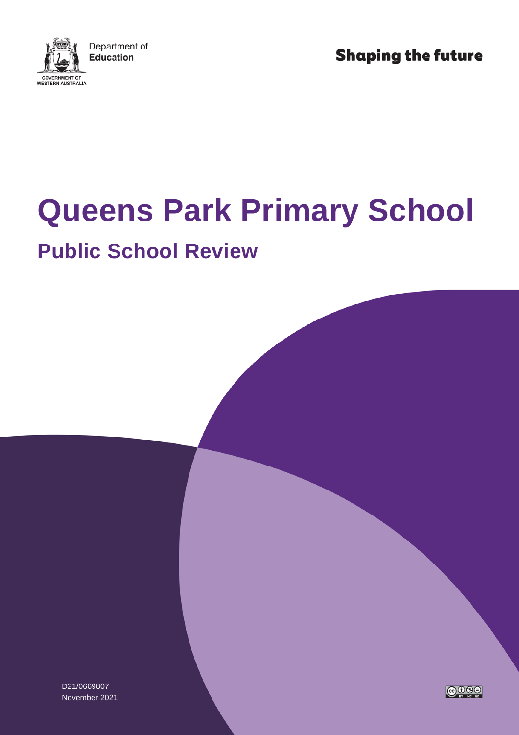Department of Education

GOVERNMENT OF WESTERN AUSTRALIA

Shaping the future

# Queens Park Primary School

## Public School Review

D21/0669807

November 2021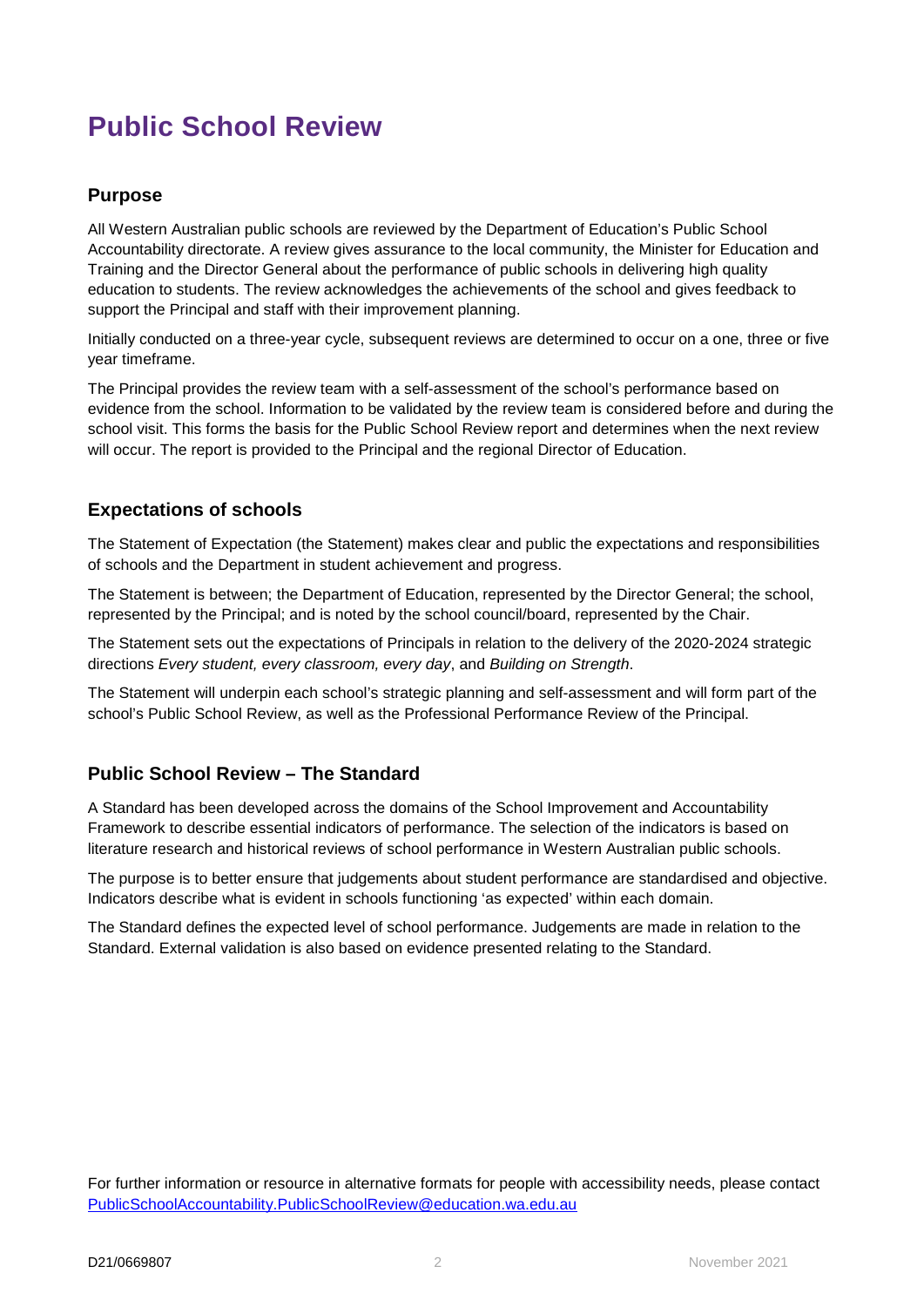# Public School Review

## Purpose

All Western Australian public schools are reviewed by the Department of Education's Public School Accountability directorate. A review gives assurance to the local community, the Minister for Education and Training and the Director General about the performance of public schools in delivering high quality education to students. The review acknowledges the achievements of the school and gives feedback to support the Principal and staff with their improvement planning.

Initially conducted on a three-year cycle, subsequent reviews are determined to occur on a one, three or five year timeframe.

The Principal provides the review team with a self-assessment of the school's performance based on evidence from the school. Information to be validated by the review team is considered before and during the school visit. This forms the basis for the Public School Review report and determines when the next review will occur. The report is provided to the Principal and the regional Director of Education.

## Expectations of schools

The Statement of Expectation (the Statement) makes clear and public the expectations and responsibilities of schools and the Department in student achievement and progress.

The Statement is between; the Department of Education, represented by the Director General; the school, represented by the Principal; and is noted by the school council/board, represented by the Chair.

The Statement sets out the expectations of Principals in relation to the delivery of the 2020-2024 strategic directions *Every student, every classroom, every day*, and *Building on Strength*.

The Statement will underpin each school's strategic planning and self-assessment and will form part of the school's Public School Review, as well as the Professional Performance Review of the Principal.

## Public School Review – The Standard

A Standard has been developed across the domains of the School Improvement and Accountability Framework to describe essential indicators of performance. The selection of the indicators is based on literature research and historical reviews of school performance in Western Australian public schools.

The purpose is to better ensure that judgements about student performance are standardised and objective. Indicators describe what is evident in schools functioning 'as expected' within each domain.

The Standard defines the expected level of school performance. Judgements are made in relation to the Standard. External validation is also based on evidence presented relating to the Standard.

For further information or resource in alternative formats for people with accessibility needs, please contact PublicSchoolAccountability.PublicSchoolReview@education.wa.edu.au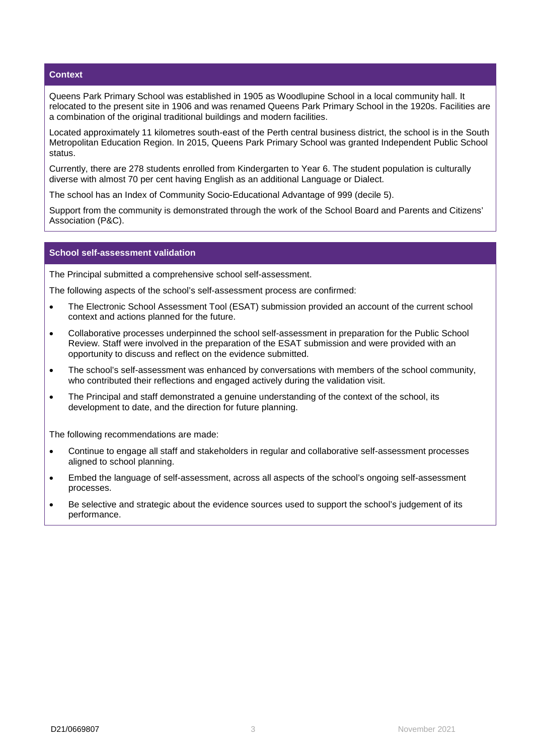## Context

Queens Park Primary School was established in 1905 as Woodlupine School in a local community hall. It relocated to the present site in 1906 and was renamed Queens Park Primary School in the 1920s. Facilities are a combination of the original traditional buildings and modern facilities.

Located approximately 11 kilometres south-east of the Perth central business district, the school is in the South Metropolitan Education Region. In 2015, Queens Park Primary School was granted Independent Public School status.

Currently, there are 278 students enrolled from Kindergarten to Year 6. The student population is culturally diverse with almost 70 per cent having English as an additional Language or Dialect.

The school has an Index of Community Socio-Educational Advantage of 999 (decile 5).

Support from the community is demonstrated through the work of the School Board and Parents and Citizens' Association (P&C).

## School self-assessment validation

The Principal submitted a comprehensive school self-assessment.

The following aspects of the school's self-assessment process are confirmed:

- The Electronic School Assessment Tool (ESAT) submission provided an account of the current school context and actions planned for the future.
- Collaborative processes underpinned the school self-assessment in preparation for the Public School Review. Staff were involved in the preparation of the ESAT submission and were provided with an opportunity to discuss and reflect on the evidence submitted.
- The school's self-assessment was enhanced by conversations with members of the school community, who contributed their reflections and engaged actively during the validation visit.
- The Principal and staff demonstrated a genuine understanding of the context of the school, its development to date, and the direction for future planning.

The following recommendations are made:

- Continue to engage all staff and stakeholders in regular and collaborative self-assessment processes aligned to school planning.
- Embed the language of self-assessment, across all aspects of the school's ongoing self-assessment processes.
- Be selective and strategic about the evidence sources used to support the school's judgement of its performance.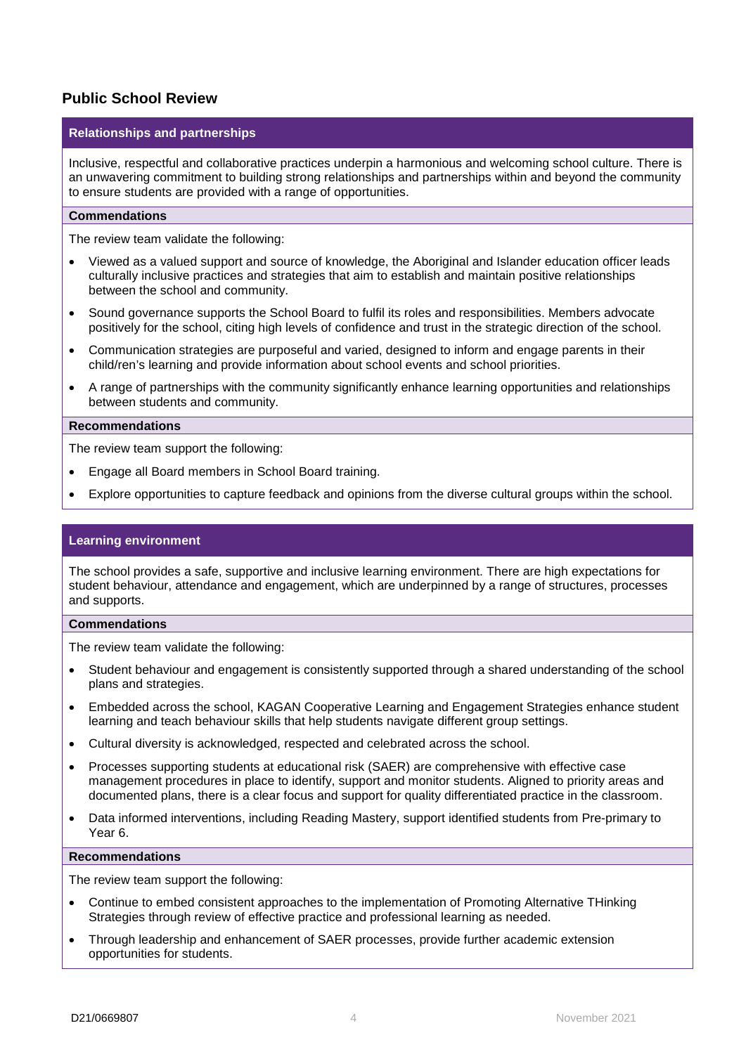## Public School Review

### Relationships and partnerships

Inclusive, respectful and collaborative practices underpin a harmonious and welcoming school culture. There is an unwavering commitment to building strong relationships and partnerships within and beyond the community to ensure students are provided with a range of opportunities.

#### Commendations

The review team validate the following:

- Viewed as a valued support and source of knowledge, the Aboriginal and Islander education officer leads culturally inclusive practices and strategies that aim to establish and maintain positive relationships between the school and community.
- Sound governance supports the School Board to fulfil its roles and responsibilities. Members advocate positively for the school, citing high levels of confidence and trust in the strategic direction of the school.
- Communication strategies are purposeful and varied, designed to inform and engage parents in their child/ren's learning and provide information about school events and school priorities.
- A range of partnerships with the community significantly enhance learning opportunities and relationships between students and community.

#### Recommendations

The review team support the following:

- Engage all Board members in School Board training.
- Explore opportunities to capture feedback and opinions from the diverse cultural groups within the school.

### Learning environment

The school provides a safe, supportive and inclusive learning environment. There are high expectations for student behaviour, attendance and engagement, which are underpinned by a range of structures, processes and supports.

#### Commendations

The review team validate the following:

- Student behaviour and engagement is consistently supported through a shared understanding of the school plans and strategies.
- Embedded across the school, KAGAN Cooperative Learning and Engagement Strategies enhance student learning and teach behaviour skills that help students navigate different group settings.
- Cultural diversity is acknowledged, respected and celebrated across the school.
- Processes supporting students at educational risk (SAER) are comprehensive with effective case management procedures in place to identify, support and monitor students. Aligned to priority areas and documented plans, there is a clear focus and support for quality differentiated practice in the classroom.
- Data informed interventions, including Reading Mastery, support identified students from Pre-primary to Year 6.

#### Recommendations

The review team support the following:

- Continue to embed consistent approaches to the implementation of Promoting Alternative THinking Strategies through review of effective practice and professional learning as needed.
- Through leadership and enhancement of SAER processes, provide further academic extension opportunities for students.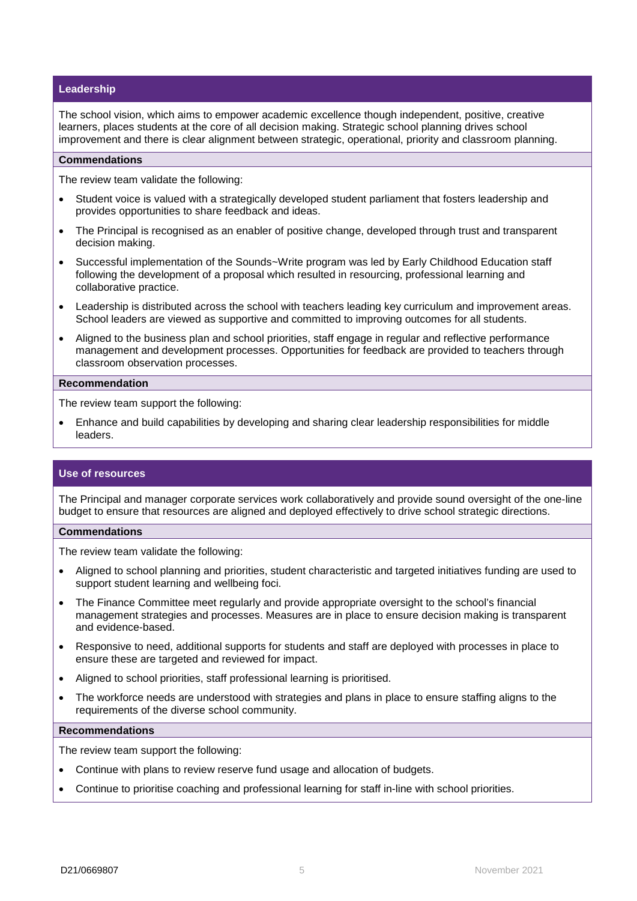## Leadership

The school vision, which aims to empower academic excellence though independent, positive, creative learners, places students at the core of all decision making. Strategic school planning drives school improvement and there is clear alignment between strategic, operational, priority and classroom planning.

### Commendations

The review team validate the following:

- Student voice is valued with a strategically developed student parliament that fosters leadership and provides opportunities to share feedback and ideas.
- The Principal is recognised as an enabler of positive change, developed through trust and transparent decision making.
- Successful implementation of the Sounds~Write program was led by Early Childhood Education staff following the development of a proposal which resulted in resourcing, professional learning and collaborative practice.
- Leadership is distributed across the school with teachers leading key curriculum and improvement areas. School leaders are viewed as supportive and committed to improving outcomes for all students.
- Aligned to the business plan and school priorities, staff engage in regular and reflective performance management and development processes. Opportunities for feedback are provided to teachers through classroom observation processes.

### Recommendation

The review team support the following:

- Enhance and build capabilities by developing and sharing clear leadership responsibilities for middle leaders.

## Use of resources

The Principal and manager corporate services work collaboratively and provide sound oversight of the one-line budget to ensure that resources are aligned and deployed effectively to drive school strategic directions.

### Commendations

The review team validate the following:

- Aligned to school planning and priorities, student characteristic and targeted initiatives funding are used to support student learning and wellbeing foci.
- The Finance Committee meet regularly and provide appropriate oversight to the school's financial management strategies and processes. Measures are in place to ensure decision making is transparent and evidence-based.
- Responsive to need, additional supports for students and staff are deployed with processes in place to ensure these are targeted and reviewed for impact.
- Aligned to school priorities, staff professional learning is prioritised.
- The workforce needs are understood with strategies and plans in place to ensure staffing aligns to the requirements of the diverse school community.

### Recommendations

The review team support the following:

- Continue with plans to review reserve fund usage and allocation of budgets.
- Continue to prioritise coaching and professional learning for staff in-line with school priorities.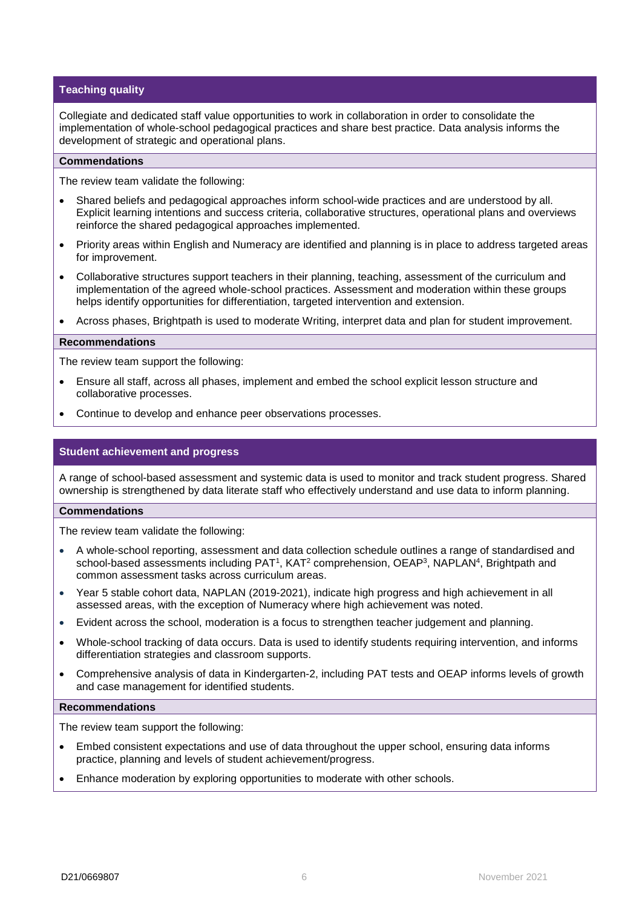## Teaching quality

Collegiate and dedicated staff value opportunities to work in collaboration in order to consolidate the implementation of whole-school pedagogical practices and share best practice. Data analysis informs the development of strategic and operational plans.

### Commendations

The review team validate the following:

- Shared beliefs and pedagogical approaches inform school-wide practices and are understood by all. Explicit learning intentions and success criteria, collaborative structures, operational plans and overviews reinforce the shared pedagogical approaches implemented.
- Priority areas within English and Numeracy are identified and planning is in place to address targeted areas for improvement.
- Collaborative structures support teachers in their planning, teaching, assessment of the curriculum and implementation of the agreed whole-school practices. Assessment and moderation within these groups helps identify opportunities for differentiation, targeted intervention and extension.
- Across phases, Brightpath is used to moderate Writing, interpret data and plan for student improvement.

### Recommendations

The review team support the following:

- Ensure all staff, across all phases, implement and embed the school explicit lesson structure and collaborative processes.
- Continue to develop and enhance peer observations processes.

## Student achievement and progress

A range of school-based assessment and systemic data is used to monitor and track student progress. Shared ownership is strengthened by data literate staff who effectively understand and use data to inform planning.

### Commendations

The review team validate the following:

- A whole-school reporting, assessment and data collection schedule outlines a range of standardised and school-based assessments including PAT[1], KAT[2] comprehension, OEAP[3], NAPLAN[4], Brightpath and common assessment tasks across curriculum areas.
- Year 5 stable cohort data, NAPLAN (2019-2021), indicate high progress and high achievement in all assessed areas, with the exception of Numeracy where high achievement was noted.
- Evident across the school, moderation is a focus to strengthen teacher judgement and planning.
- Whole-school tracking of data occurs. Data is used to identify students requiring intervention, and informs differentiation strategies and classroom supports.
- Comprehensive analysis of data in Kindergarten-2, including PAT tests and OEAP informs levels of growth and case management for identified students.

### Recommendations

The review team support the following:

- Embed consistent expectations and use of data throughout the upper school, ensuring data informs practice, planning and levels of student achievement/progress.
- Enhance moderation by exploring opportunities to moderate with other schools.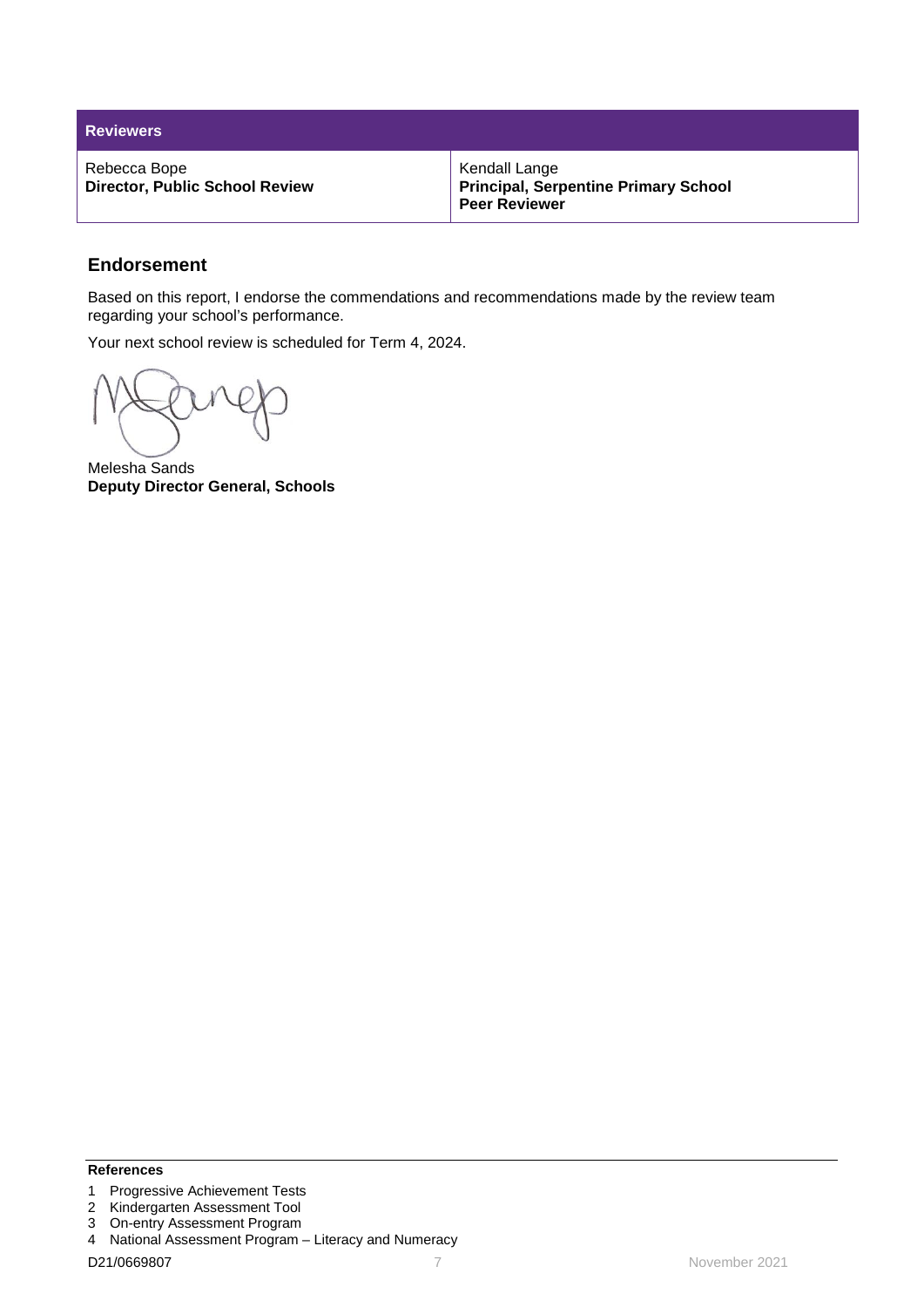| Reviewers | |
|---|---|
| Rebecca Bope<br>**Director, Public School Review** | Kendall Lange<br>**Principal, Serpentine Primary School**<br>**Peer Reviewer** |

## Endorsement

Based on this report, I endorse the commendations and recommendations made by the review team regarding your school's performance.

Your next school review is scheduled for Term 4, 2024.

Melesha Sands
**Deputy Director General, Schools**

**References**

1 Progressive Achievement Tests
2 Kindergarten Assessment Tool
3 On-entry Assessment Program
4 National Assessment Program – Literacy and Numeracy

D21/0669807 November 2021